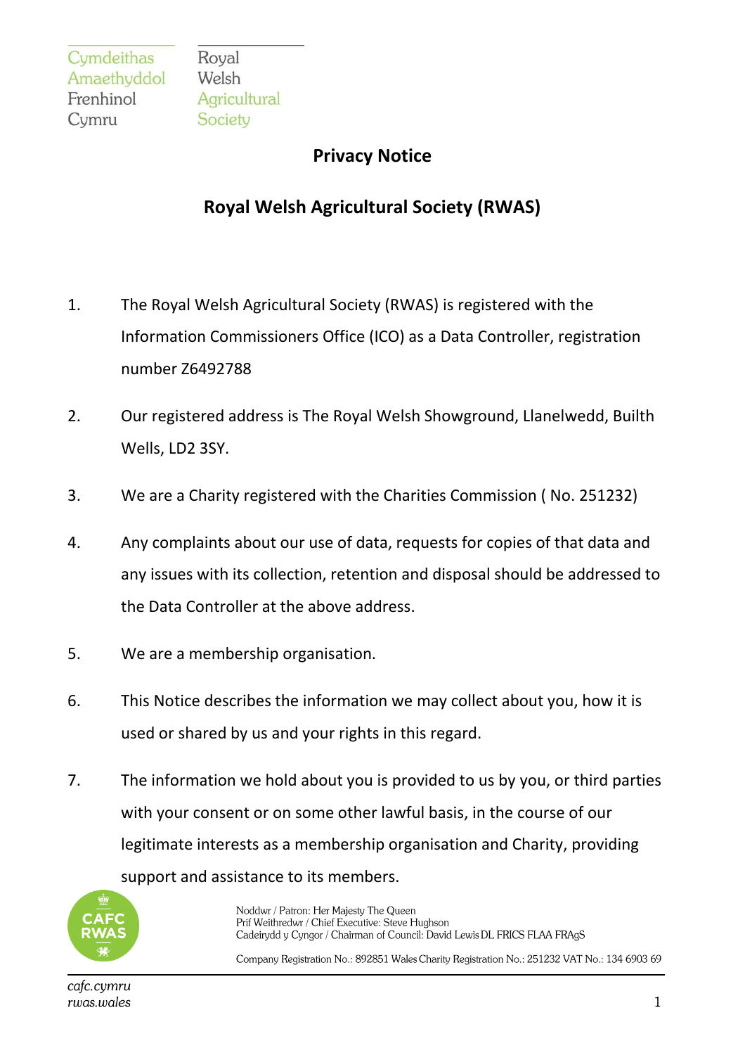Cymdeithas Amaethyddol Frenhinol Cymru

Royal Welsh Agricultural Society

# Privacy Notice

## Royal Welsh Agricultural Society (RWAS)

1. The Royal Welsh Agricultural Society (RWAS) is registered with the Information Commissioners Office (ICO) as a Data Controller, registration number Z6492788

2. Our registered address is The Royal Welsh Showground, Llanelwedd, Builth Wells, LD2 3SY.

3. We are a Charity registered with the Charities Commission ( No. 251232)

4. Any complaints about our use of data, requests for copies of that data and any issues with its collection, retention and disposal should be addressed to the Data Controller at the above address.

5. We are a membership organisation.

6. This Notice describes the information we may collect about you, how it is used or shared by us and your rights in this regard.

7. The information we hold about you is provided to us by you, or third parties with your consent or on some other lawful basis, in the course of our legitimate interests as a membership organisation and Charity, providing support and assistance to its members.

Noddwr / Patron: Her Majesty The Queen
Prif Weithredwr / Chief Executive: Steve Hughson
Cadeirydd y Cyngor / Chairman of Council: David Lewis DL FRICS FLAA FRAgS

Company Registration No.: 892851 Wales Charity Registration No.: 251232 VAT No.: 134 6903 69

*cafc.cymru*
*rwas.wales*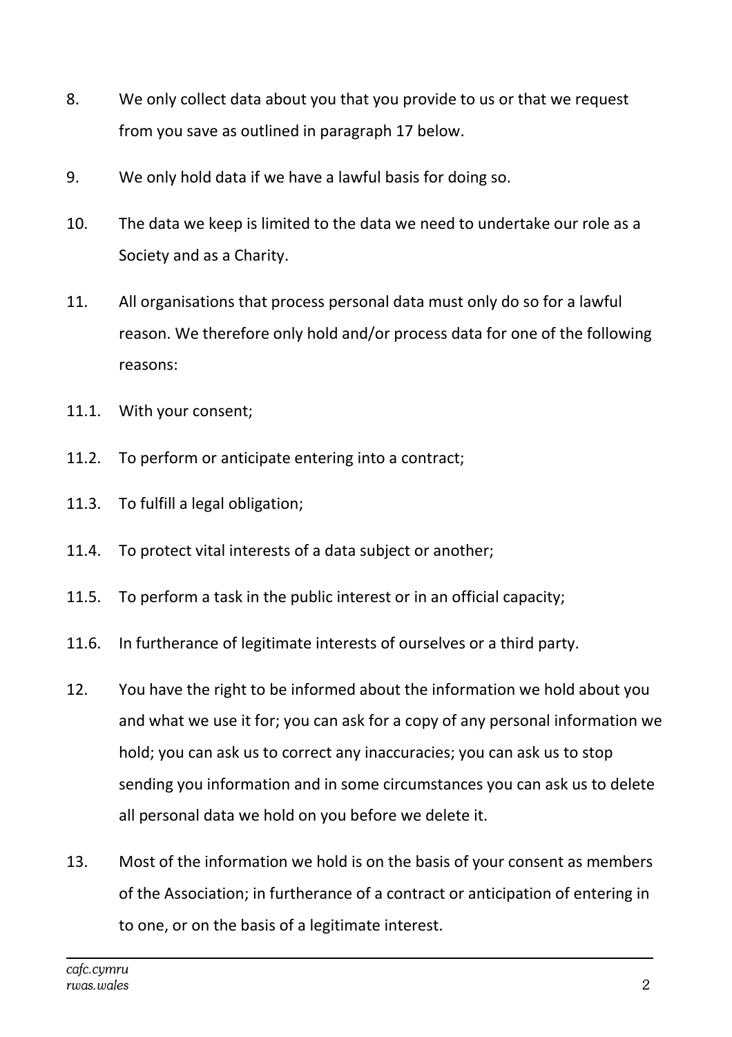8. We only collect data about you that you provide to us or that we request from you save as outlined in paragraph 17 below.

9. We only hold data if we have a lawful basis for doing so.

10. The data we keep is limited to the data we need to undertake our role as a Society and as a Charity.

11. All organisations that process personal data must only do so for a lawful reason. We therefore only hold and/or process data for one of the following reasons:

11.1. With your consent;

11.2. To perform or anticipate entering into a contract;

11.3. To fulfill a legal obligation;

11.4. To protect vital interests of a data subject or another;

11.5. To perform a task in the public interest or in an official capacity;

11.6. In furtherance of legitimate interests of ourselves or a third party.

12. You have the right to be informed about the information we hold about you and what we use it for; you can ask for a copy of any personal information we hold; you can ask us to correct any inaccuracies; you can ask us to stop sending you information and in some circumstances you can ask us to delete all personal data we hold on you before we delete it.

13. Most of the information we hold is on the basis of your consent as members of the Association; in furtherance of a contract or anticipation of entering in to one, or on the basis of a legitimate interest.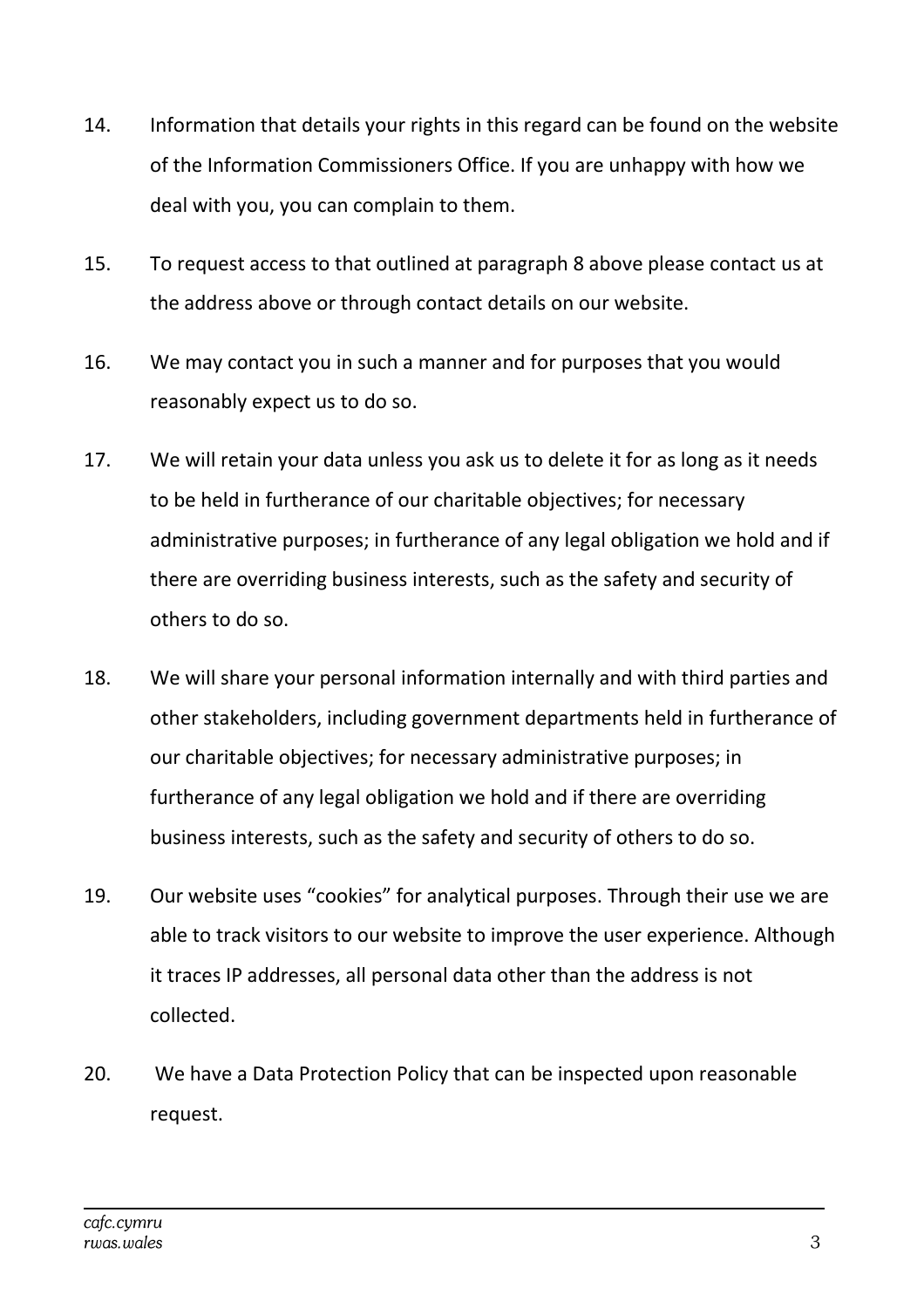14. Information that details your rights in this regard can be found on the website of the Information Commissioners Office. If you are unhappy with how we deal with you, you can complain to them.

15. To request access to that outlined at paragraph 8 above please contact us at the address above or through contact details on our website.

16. We may contact you in such a manner and for purposes that you would reasonably expect us to do so.

17. We will retain your data unless you ask us to delete it for as long as it needs to be held in furtherance of our charitable objectives; for necessary administrative purposes; in furtherance of any legal obligation we hold and if there are overriding business interests, such as the safety and security of others to do so.

18. We will share your personal information internally and with third parties and other stakeholders, including government departments held in furtherance of our charitable objectives; for necessary administrative purposes; in furtherance of any legal obligation we hold and if there are overriding business interests, such as the safety and security of others to do so.

19. Our website uses "cookies" for analytical purposes. Through their use we are able to track visitors to our website to improve the user experience. Although it traces IP addresses, all personal data other than the address is not collected.

20. We have a Data Protection Policy that can be inspected upon reasonable request.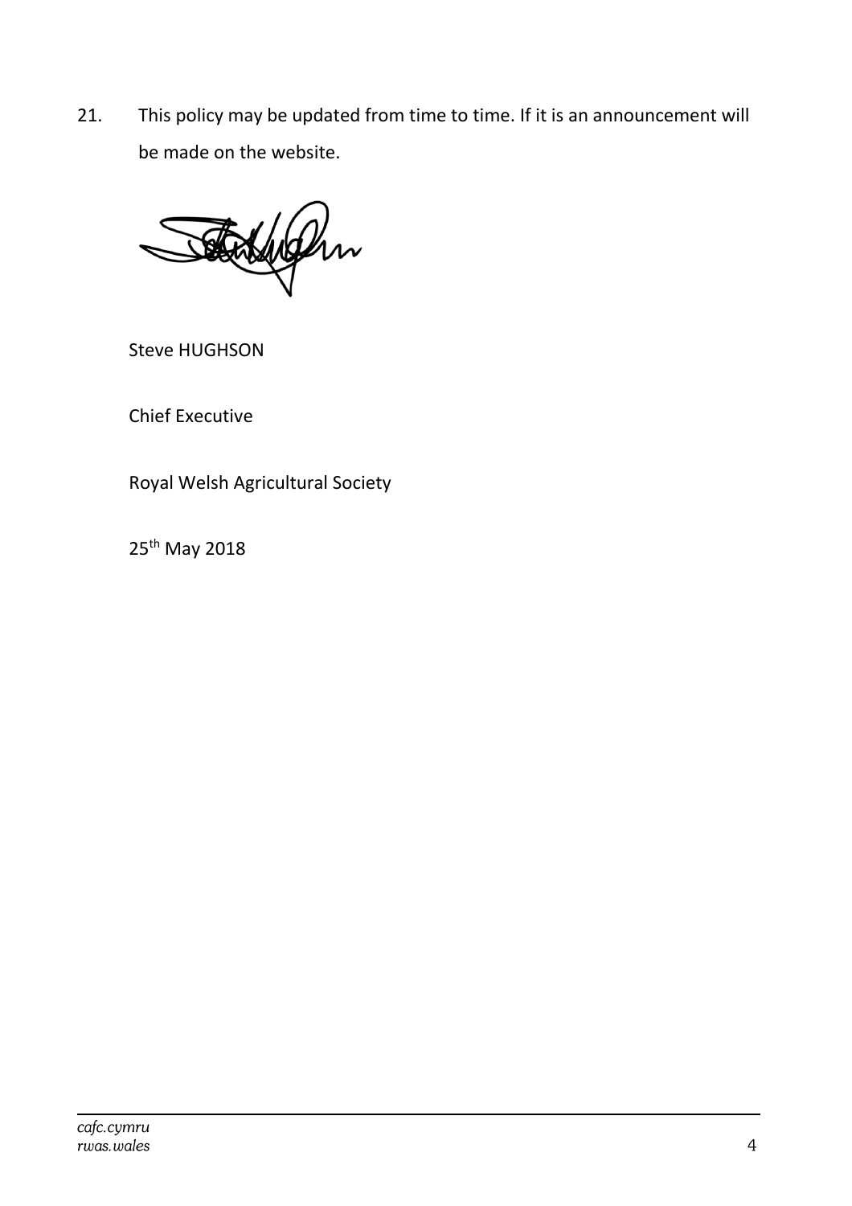21. This policy may be updated from time to time. If it is an announcement will be made on the website.

Steve HUGHSON

Chief Executive

Royal Welsh Agricultural Society

25th May 2018